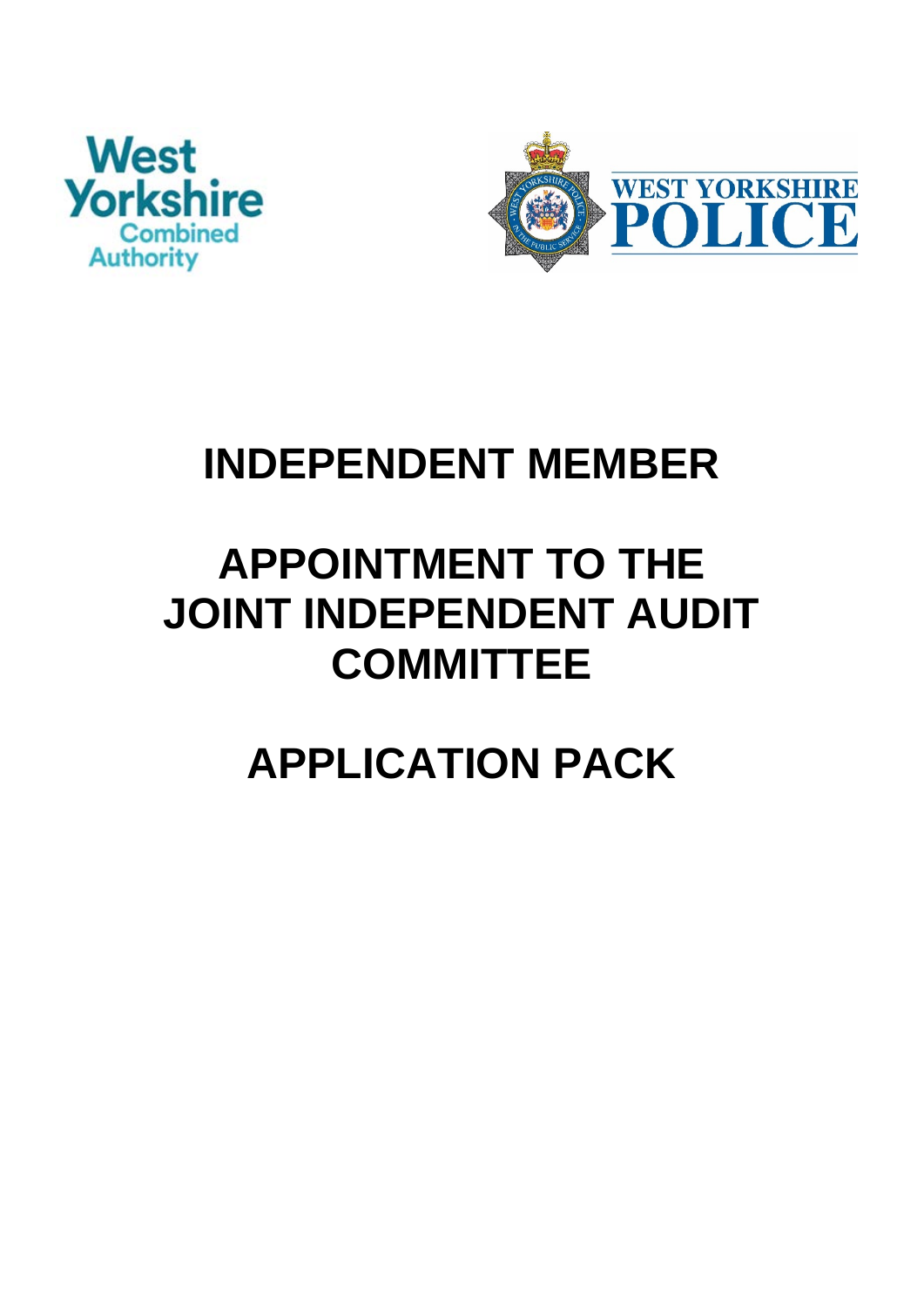West Yorkshire Combined Authority

WEST YORKSHIRE POLICE

# INDEPENDENT MEMBER

# APPOINTMENT TO THE JOINT INDEPENDENT AUDIT COMMITTEE

# APPLICATION PACK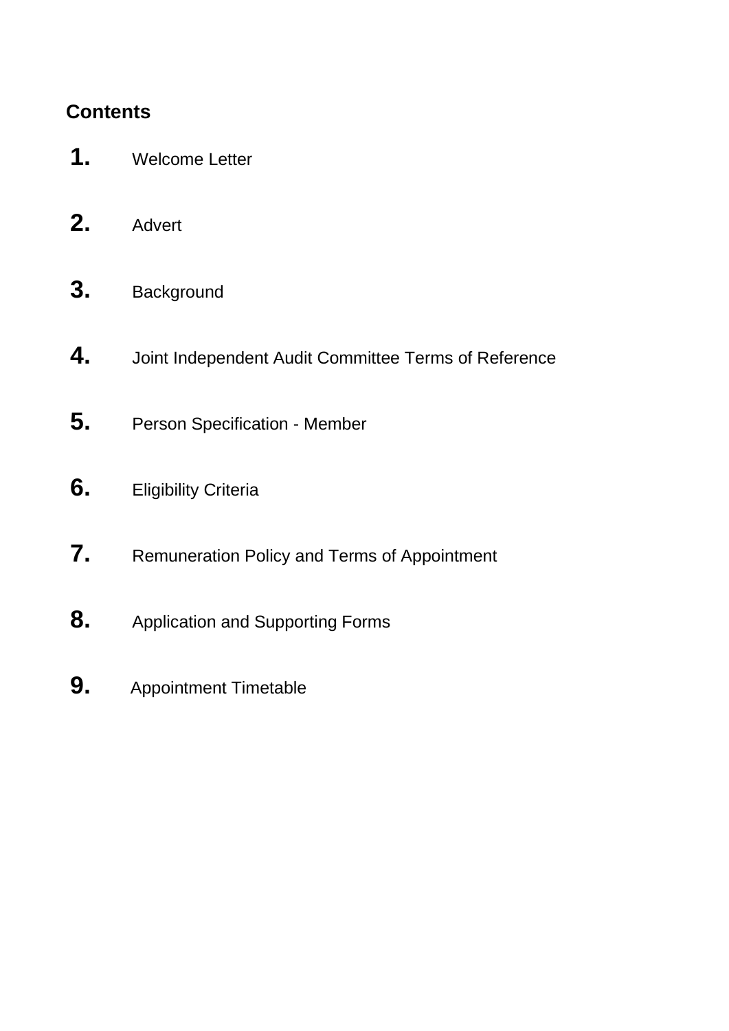## Contents

1. Welcome Letter
2. Advert
3. Background
4. Joint Independent Audit Committee Terms of Reference
5. Person Specification - Member
6. Eligibility Criteria
7. Remuneration Policy and Terms of Appointment
8. Application and Supporting Forms
9. Appointment Timetable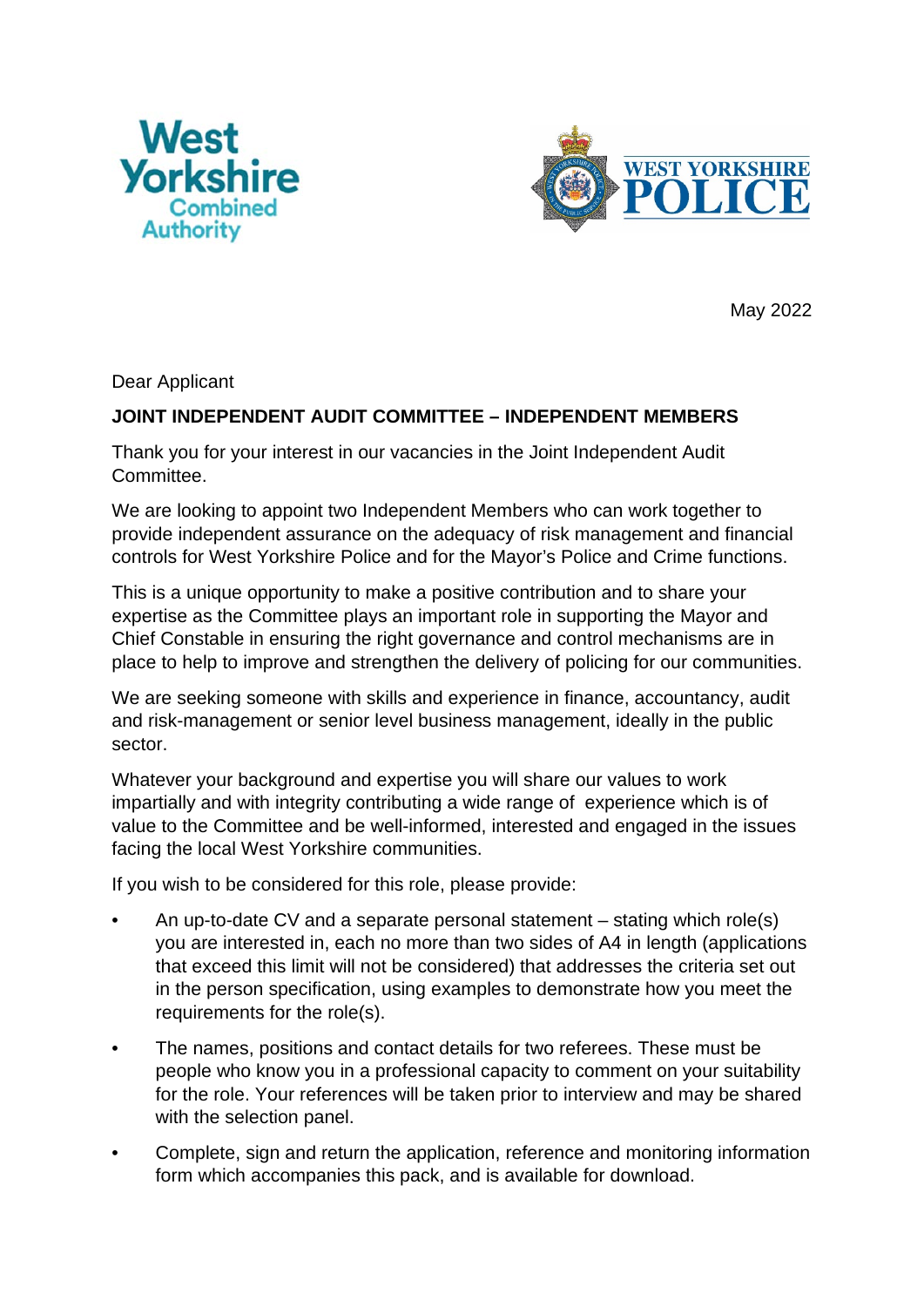May 2022

Dear Applicant

**JOINT INDEPENDENT AUDIT COMMITTEE – INDEPENDENT MEMBERS**

Thank you for your interest in our vacancies in the Joint Independent Audit Committee.

We are looking to appoint two Independent Members who can work together to provide independent assurance on the adequacy of risk management and financial controls for West Yorkshire Police and for the Mayor's Police and Crime functions.

This is a unique opportunity to make a positive contribution and to share your expertise as the Committee plays an important role in supporting the Mayor and Chief Constable in ensuring the right governance and control mechanisms are in place to help to improve and strengthen the delivery of policing for our communities.

We are seeking someone with skills and experience in finance, accountancy, audit and risk-management or senior level business management, ideally in the public sector.

Whatever your background and expertise you will share our values to work impartially and with integrity contributing a wide range of experience which is of value to the Committee and be well-informed, interested and engaged in the issues facing the local West Yorkshire communities.

If you wish to be considered for this role, please provide:

- An up-to-date CV and a separate personal statement – stating which role(s) you are interested in, each no more than two sides of A4 in length (applications that exceed this limit will not be considered) that addresses the criteria set out in the person specification, using examples to demonstrate how you meet the requirements for the role(s).
- The names, positions and contact details for two referees. These must be people who know you in a professional capacity to comment on your suitability for the role. Your references will be taken prior to interview and may be shared with the selection panel.
- Complete, sign and return the application, reference and monitoring information form which accompanies this pack, and is available for download.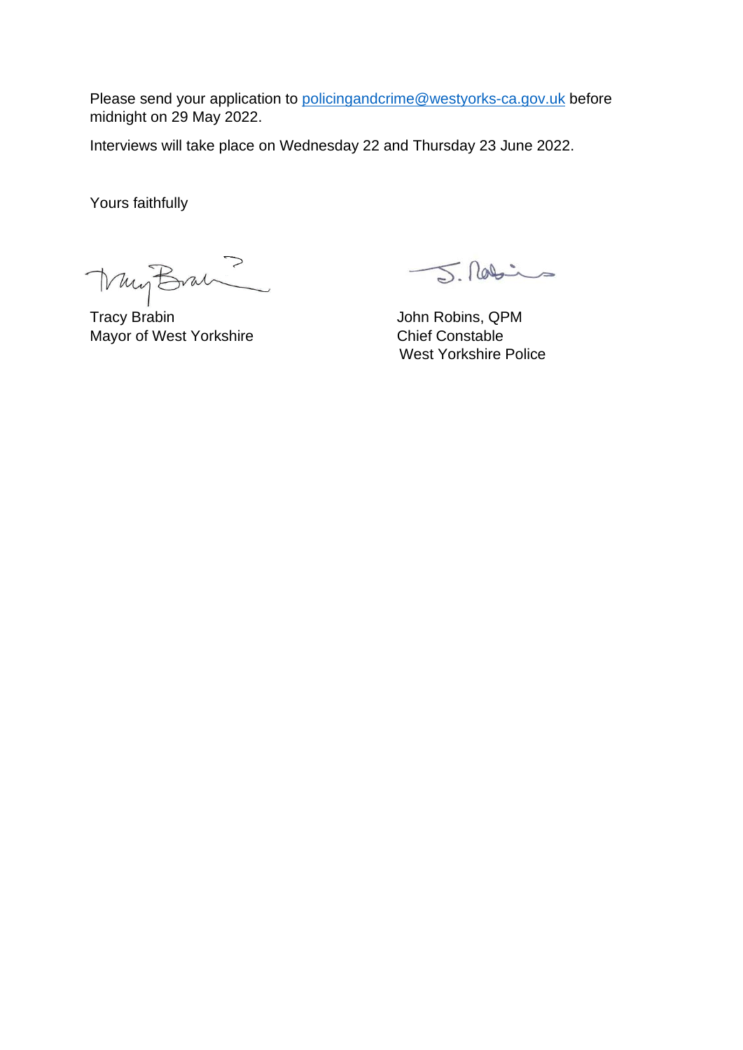Please send your application to policingandcrime@westyorks-ca.gov.uk before midnight on 29 May 2022.

Interviews will take place on Wednesday 22 and Thursday 23 June 2022.

Yours faithfully

| | |
|---|---|
| Tracy Brabin | John Robins, QPM |
| Mayor of West Yorkshire | Chief Constable |
| | West Yorkshire Police |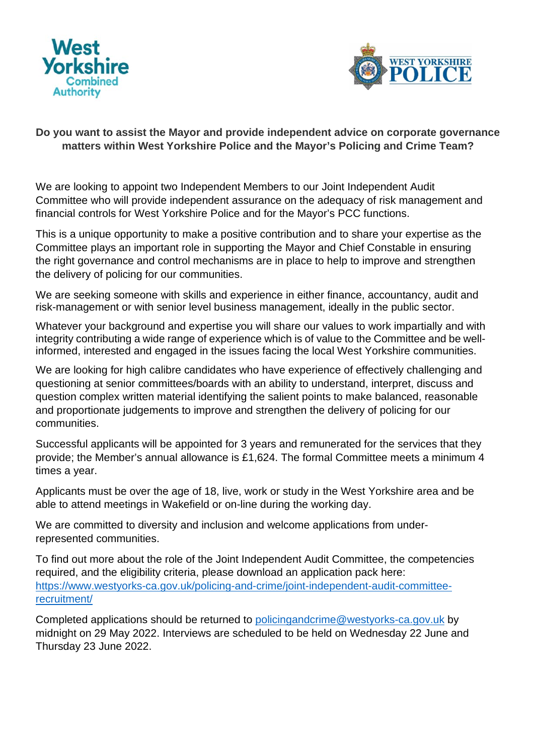**Do you want to assist the Mayor and provide independent advice on corporate governance matters within West Yorkshire Police and the Mayor's Policing and Crime Team?**

We are looking to appoint two Independent Members to our Joint Independent Audit Committee who will provide independent assurance on the adequacy of risk management and financial controls for West Yorkshire Police and for the Mayor's PCC functions.

This is a unique opportunity to make a positive contribution and to share your expertise as the Committee plays an important role in supporting the Mayor and Chief Constable in ensuring the right governance and control mechanisms are in place to help to improve and strengthen the delivery of policing for our communities.

We are seeking someone with skills and experience in either finance, accountancy, audit and risk-management or with senior level business management, ideally in the public sector.

Whatever your background and expertise you will share our values to work impartially and with integrity contributing a wide range of experience which is of value to the Committee and be well-informed, interested and engaged in the issues facing the local West Yorkshire communities.

We are looking for high calibre candidates who have experience of effectively challenging and questioning at senior committees/boards with an ability to understand, interpret, discuss and question complex written material identifying the salient points to make balanced, reasonable and proportionate judgements to improve and strengthen the delivery of policing for our communities.

Successful applicants will be appointed for 3 years and remunerated for the services that they provide; the Member's annual allowance is £1,624. The formal Committee meets a minimum 4 times a year.

Applicants must be over the age of 18, live, work or study in the West Yorkshire area and be able to attend meetings in Wakefield or on-line during the working day.

We are committed to diversity and inclusion and welcome applications from under-represented communities.

To find out more about the role of the Joint Independent Audit Committee, the competencies required, and the eligibility criteria, please download an application pack here: https://www.westyorks-ca.gov.uk/policing-and-crime/joint-independent-audit-committee-recruitment/

Completed applications should be returned to policingandcrime@westyorks-ca.gov.uk by midnight on 29 May 2022. Interviews are scheduled to be held on Wednesday 22 June and Thursday 23 June 2022.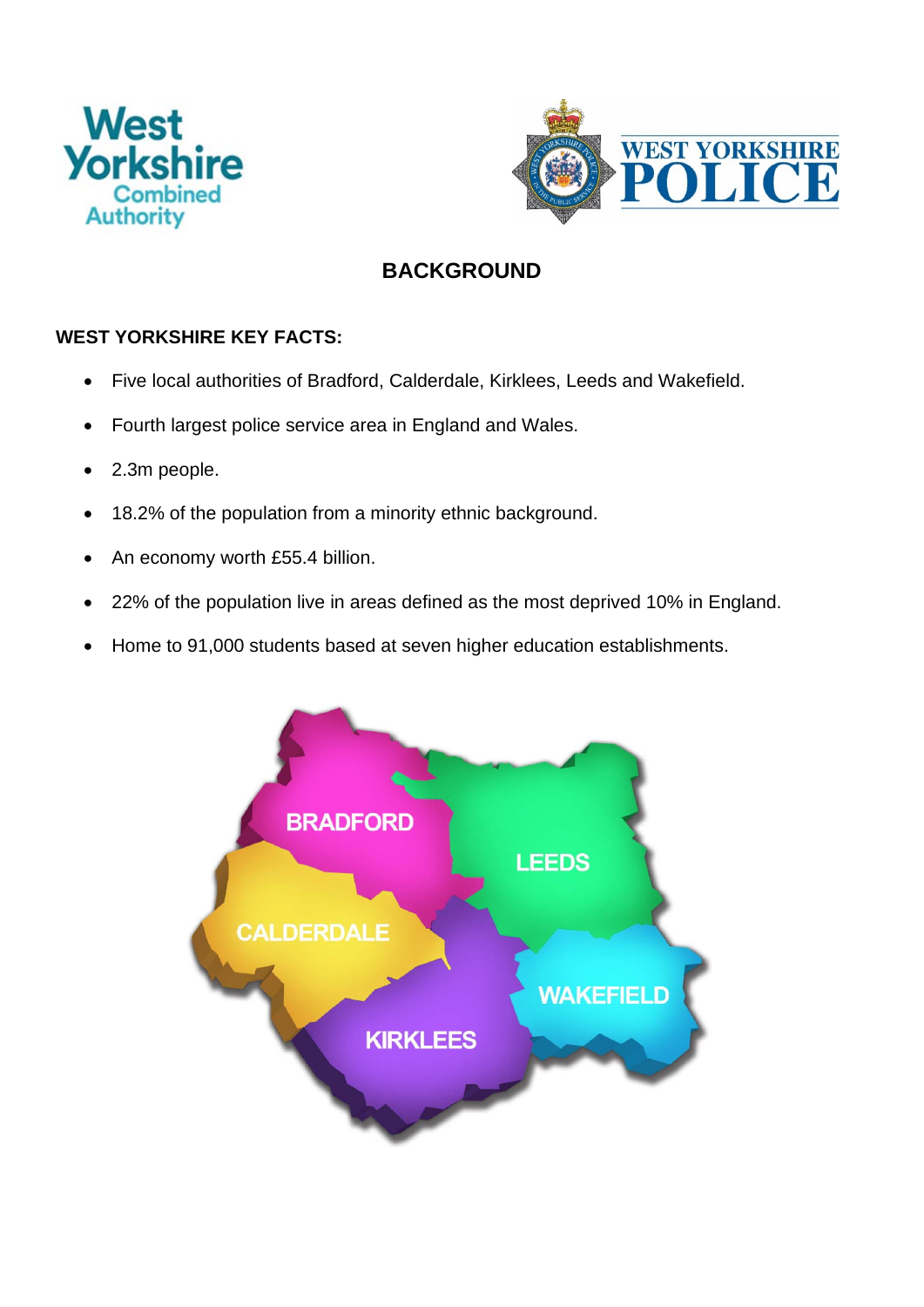# BACKGROUND

## WEST YORKSHIRE KEY FACTS:

- Five local authorities of Bradford, Calderdale, Kirklees, Leeds and Wakefield.
- Fourth largest police service area in England and Wales.
- 2.3m people.
- 18.2% of the population from a minority ethnic background.
- An economy worth £55.4 billion.
- 22% of the population live in areas defined as the most deprived 10% in England.
- Home to 91,000 students based at seven higher education establishments.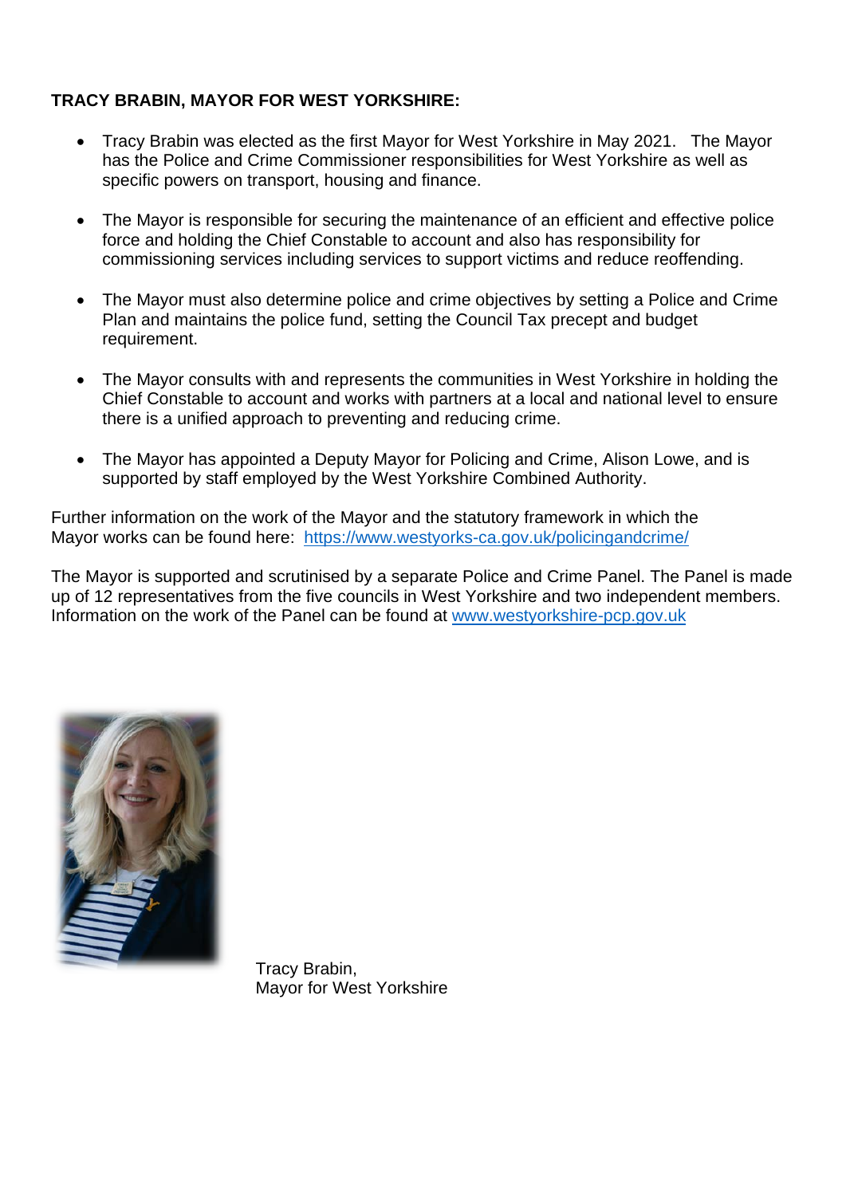**TRACY BRABIN, MAYOR FOR WEST YORKSHIRE:**

- Tracy Brabin was elected as the first Mayor for West Yorkshire in May 2021. The Mayor has the Police and Crime Commissioner responsibilities for West Yorkshire as well as specific powers on transport, housing and finance.

- The Mayor is responsible for securing the maintenance of an efficient and effective police force and holding the Chief Constable to account and also has responsibility for commissioning services including services to support victims and reduce reoffending.

- The Mayor must also determine police and crime objectives by setting a Police and Crime Plan and maintains the police fund, setting the Council Tax precept and budget requirement.

- The Mayor consults with and represents the communities in West Yorkshire in holding the Chief Constable to account and works with partners at a local and national level to ensure there is a unified approach to preventing and reducing crime.

- The Mayor has appointed a Deputy Mayor for Policing and Crime, Alison Lowe, and is supported by staff employed by the West Yorkshire Combined Authority.

Further information on the work of the Mayor and the statutory framework in which the Mayor works can be found here: [https://www.westyorks-ca.gov.uk/policingandcrime/](https://www.westyorks-ca.gov.uk/policingandcrime/)

The Mayor is supported and scrutinised by a separate Police and Crime Panel. The Panel is made up of 12 representatives from the five councils in West Yorkshire and two independent members. Information on the work of the Panel can be found at [www.westyorkshire-pcp.gov.uk](http://www.westyorkshire-pcp.gov.uk)

Tracy Brabin,
Mayor for West Yorkshire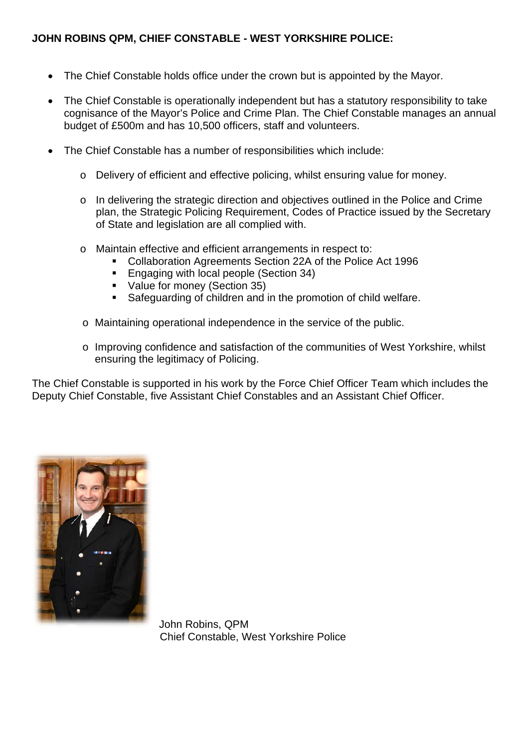**JOHN ROBINS QPM, CHIEF CONSTABLE - WEST YORKSHIRE POLICE:**

- The Chief Constable holds office under the crown but is appointed by the Mayor.
- The Chief Constable is operationally independent but has a statutory responsibility to take cognisance of the Mayor's Police and Crime Plan. The Chief Constable manages an annual budget of £500m and has 10,500 officers, staff and volunteers.
- The Chief Constable has a number of responsibilities which include:
    - Delivery of efficient and effective policing, whilst ensuring value for money.
    - In delivering the strategic direction and objectives outlined in the Police and Crime plan, the Strategic Policing Requirement, Codes of Practice issued by the Secretary of State and legislation are all complied with.
    - Maintain effective and efficient arrangements in respect to:
        - Collaboration Agreements Section 22A of the Police Act 1996
        - Engaging with local people (Section 34)
        - Value for money (Section 35)
        - Safeguarding of children and in the promotion of child welfare.
    - Maintaining operational independence in the service of the public.
    - Improving confidence and satisfaction of the communities of West Yorkshire, whilst ensuring the legitimacy of Policing.

The Chief Constable is supported in his work by the Force Chief Officer Team which includes the Deputy Chief Constable, five Assistant Chief Constables and an Assistant Chief Officer.

John Robins, QPM
Chief Constable, West Yorkshire Police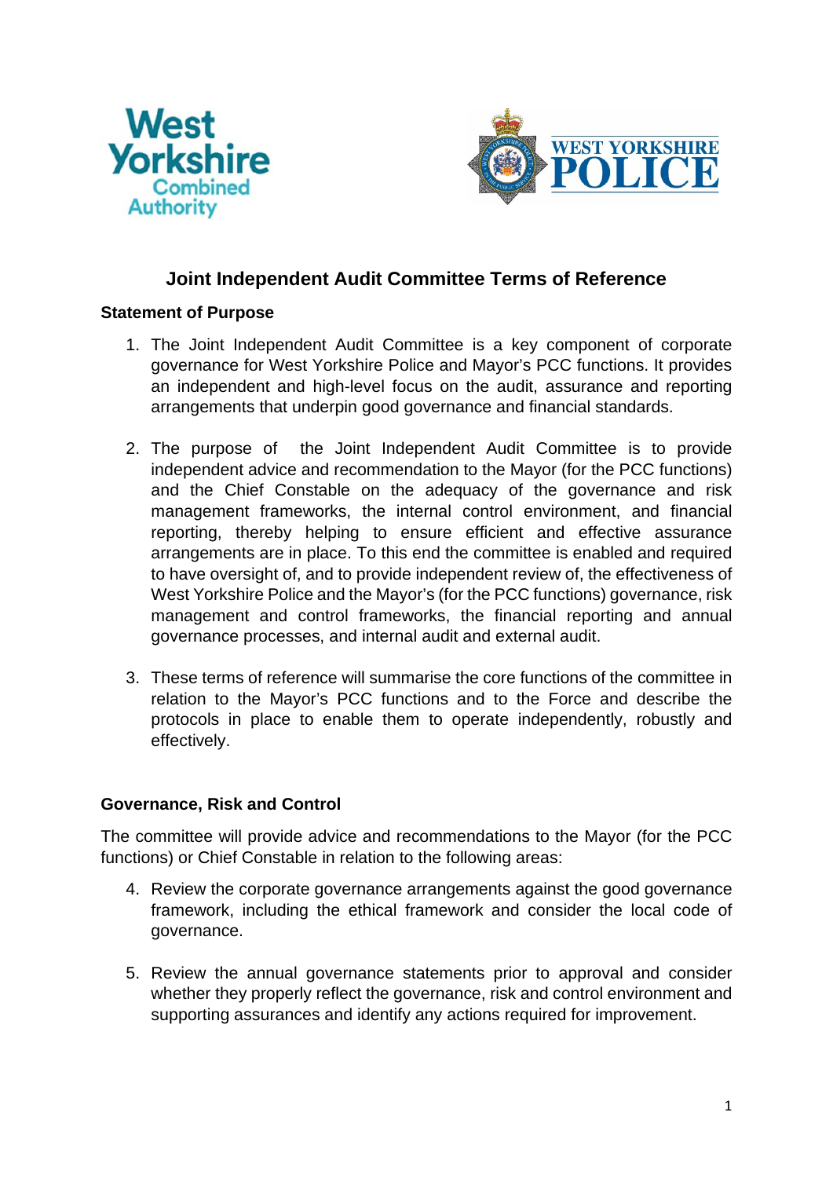# Joint Independent Audit Committee Terms of Reference

## Statement of Purpose

1. The Joint Independent Audit Committee is a key component of corporate governance for West Yorkshire Police and Mayor's PCC functions. It provides an independent and high-level focus on the audit, assurance and reporting arrangements that underpin good governance and financial standards.

2. The purpose of the Joint Independent Audit Committee is to provide independent advice and recommendation to the Mayor (for the PCC functions) and the Chief Constable on the adequacy of the governance and risk management frameworks, the internal control environment, and financial reporting, thereby helping to ensure efficient and effective assurance arrangements are in place. To this end the committee is enabled and required to have oversight of, and to provide independent review of, the effectiveness of West Yorkshire Police and the Mayor's (for the PCC functions) governance, risk management and control frameworks, the financial reporting and annual governance processes, and internal audit and external audit.

3. These terms of reference will summarise the core functions of the committee in relation to the Mayor's PCC functions and to the Force and describe the protocols in place to enable them to operate independently, robustly and effectively.

## Governance, Risk and Control

The committee will provide advice and recommendations to the Mayor (for the PCC functions) or Chief Constable in relation to the following areas:

4. Review the corporate governance arrangements against the good governance framework, including the ethical framework and consider the local code of governance.

5. Review the annual governance statements prior to approval and consider whether they properly reflect the governance, risk and control environment and supporting assurances and identify any actions required for improvement.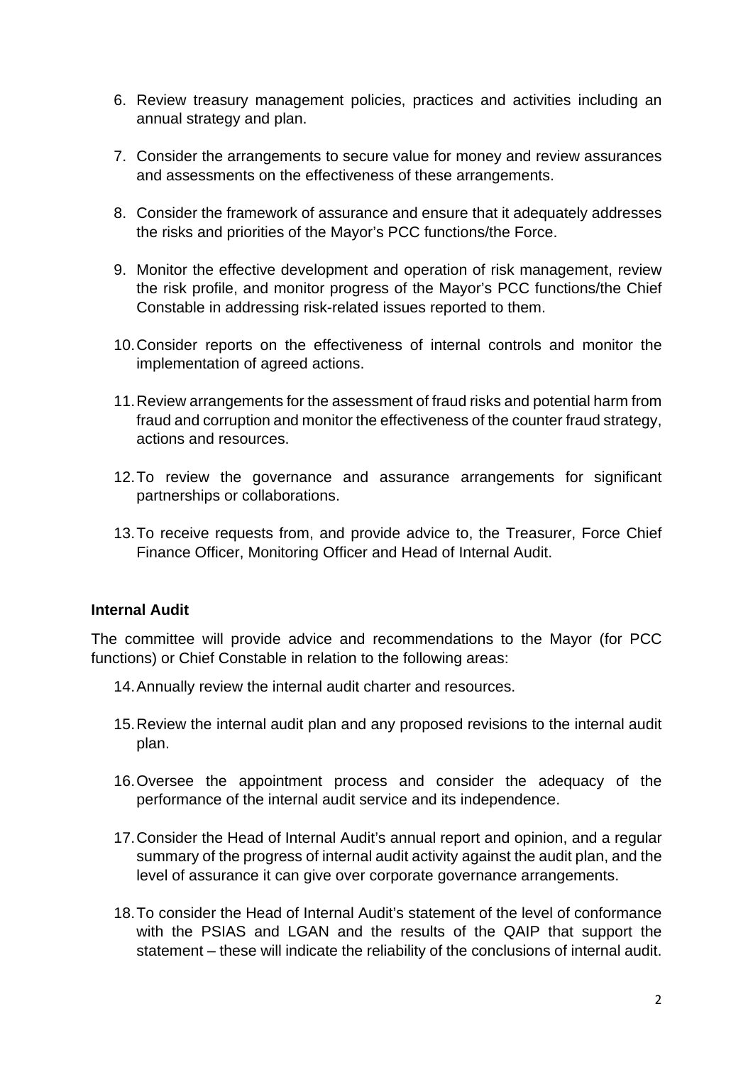6. Review treasury management policies, practices and activities including an annual strategy and plan.

7. Consider the arrangements to secure value for money and review assurances and assessments on the effectiveness of these arrangements.

8. Consider the framework of assurance and ensure that it adequately addresses the risks and priorities of the Mayor's PCC functions/the Force.

9. Monitor the effective development and operation of risk management, review the risk profile, and monitor progress of the Mayor's PCC functions/the Chief Constable in addressing risk-related issues reported to them.

10. Consider reports on the effectiveness of internal controls and monitor the implementation of agreed actions.

11. Review arrangements for the assessment of fraud risks and potential harm from fraud and corruption and monitor the effectiveness of the counter fraud strategy, actions and resources.

12. To review the governance and assurance arrangements for significant partnerships or collaborations.

13. To receive requests from, and provide advice to, the Treasurer, Force Chief Finance Officer, Monitoring Officer and Head of Internal Audit.

**Internal Audit**

The committee will provide advice and recommendations to the Mayor (for PCC functions) or Chief Constable in relation to the following areas:

14. Annually review the internal audit charter and resources.

15. Review the internal audit plan and any proposed revisions to the internal audit plan.

16. Oversee the appointment process and consider the adequacy of the performance of the internal audit service and its independence.

17. Consider the Head of Internal Audit's annual report and opinion, and a regular summary of the progress of internal audit activity against the audit plan, and the level of assurance it can give over corporate governance arrangements.

18. To consider the Head of Internal Audit's statement of the level of conformance with the PSIAS and LGAN and the results of the QAIP that support the statement – these will indicate the reliability of the conclusions of internal audit.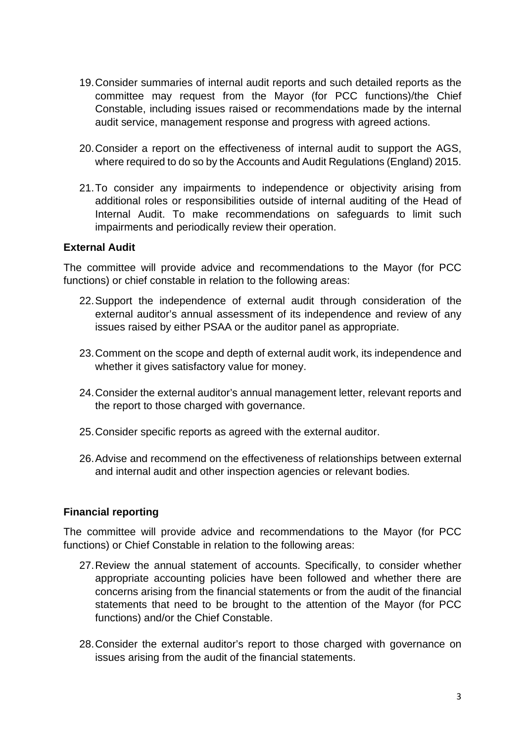19. Consider summaries of internal audit reports and such detailed reports as the committee may request from the Mayor (for PCC functions)/the Chief Constable, including issues raised or recommendations made by the internal audit service, management response and progress with agreed actions.

20. Consider a report on the effectiveness of internal audit to support the AGS, where required to do so by the Accounts and Audit Regulations (England) 2015.

21. To consider any impairments to independence or objectivity arising from additional roles or responsibilities outside of internal auditing of the Head of Internal Audit. To make recommendations on safeguards to limit such impairments and periodically review their operation.

**External Audit**

The committee will provide advice and recommendations to the Mayor (for PCC functions) or chief constable in relation to the following areas:

22. Support the independence of external audit through consideration of the external auditor's annual assessment of its independence and review of any issues raised by either PSAA or the auditor panel as appropriate.

23. Comment on the scope and depth of external audit work, its independence and whether it gives satisfactory value for money.

24. Consider the external auditor's annual management letter, relevant reports and the report to those charged with governance.

25. Consider specific reports as agreed with the external auditor.

26. Advise and recommend on the effectiveness of relationships between external and internal audit and other inspection agencies or relevant bodies.

**Financial reporting**

The committee will provide advice and recommendations to the Mayor (for PCC functions) or Chief Constable in relation to the following areas:

27. Review the annual statement of accounts. Specifically, to consider whether appropriate accounting policies have been followed and whether there are concerns arising from the financial statements or from the audit of the financial statements that need to be brought to the attention of the Mayor (for PCC functions) and/or the Chief Constable.

28. Consider the external auditor's report to those charged with governance on issues arising from the audit of the financial statements.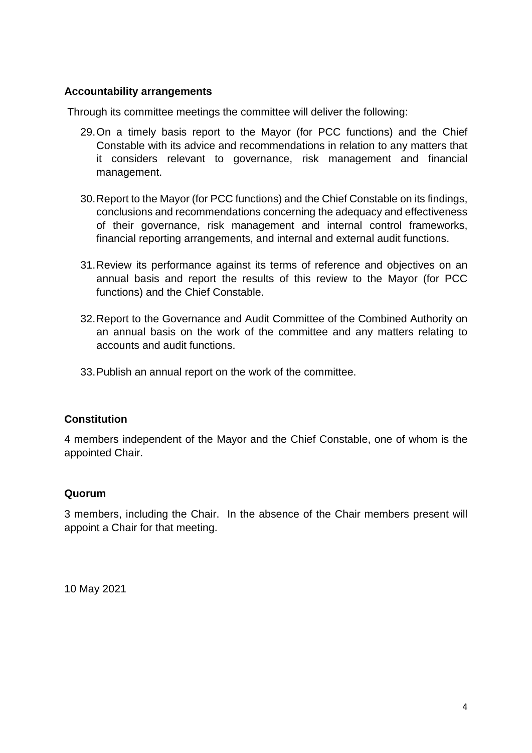**Accountability arrangements**

Through its committee meetings the committee will deliver the following:

29. On a timely basis report to the Mayor (for PCC functions) and the Chief Constable with its advice and recommendations in relation to any matters that it considers relevant to governance, risk management and financial management.

30. Report to the Mayor (for PCC functions) and the Chief Constable on its findings, conclusions and recommendations concerning the adequacy and effectiveness of their governance, risk management and internal control frameworks, financial reporting arrangements, and internal and external audit functions.

31. Review its performance against its terms of reference and objectives on an annual basis and report the results of this review to the Mayor (for PCC functions) and the Chief Constable.

32. Report to the Governance and Audit Committee of the Combined Authority on an annual basis on the work of the committee and any matters relating to accounts and audit functions.

33. Publish an annual report on the work of the committee.

**Constitution**

4 members independent of the Mayor and the Chief Constable, one of whom is the appointed Chair.

**Quorum**

3 members, including the Chair. In the absence of the Chair members present will appoint a Chair for that meeting.

10 May 2021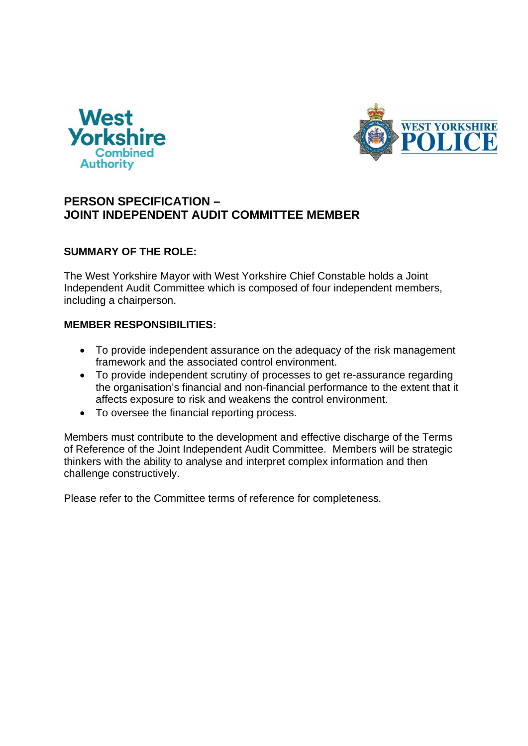# PERSON SPECIFICATION – JOINT INDEPENDENT AUDIT COMMITTEE MEMBER

## SUMMARY OF THE ROLE:

The West Yorkshire Mayor with West Yorkshire Chief Constable holds a Joint Independent Audit Committee which is composed of four independent members, including a chairperson.

## MEMBER RESPONSIBILITIES:

- To provide independent assurance on the adequacy of the risk management framework and the associated control environment.
- To provide independent scrutiny of processes to get re-assurance regarding the organisation's financial and non-financial performance to the extent that it affects exposure to risk and weakens the control environment.
- To oversee the financial reporting process.

Members must contribute to the development and effective discharge of the Terms of Reference of the Joint Independent Audit Committee. Members will be strategic thinkers with the ability to analyse and interpret complex information and then challenge constructively.

Please refer to the Committee terms of reference for completeness.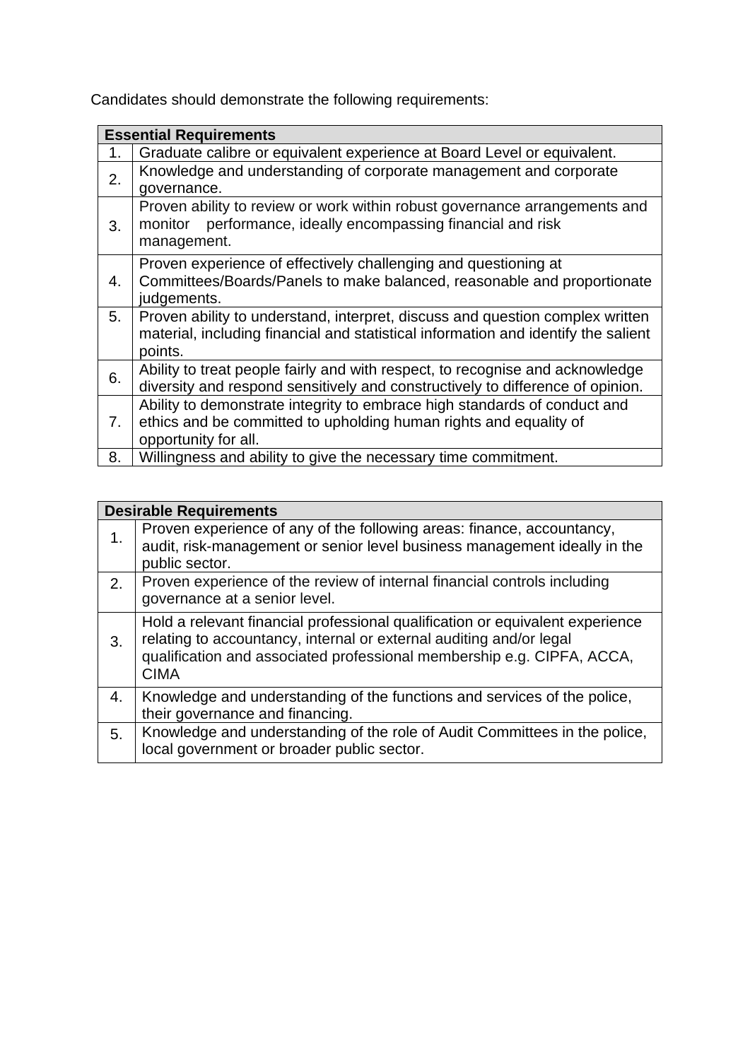Candidates should demonstrate the following requirements:

| Essential Requirements | |
|---|---|
| 1. | Graduate calibre or equivalent experience at Board Level or equivalent. |
| 2. | Knowledge and understanding of corporate management and corporate governance. |
| 3. | Proven ability to review or work within robust governance arrangements and monitor performance, ideally encompassing financial and risk management. |
| 4. | Proven experience of effectively challenging and questioning at Committees/Boards/Panels to make balanced, reasonable and proportionate judgements. |
| 5. | Proven ability to understand, interpret, discuss and question complex written material, including financial and statistical information and identify the salient points. |
| 6. | Ability to treat people fairly and with respect, to recognise and acknowledge diversity and respond sensitively and constructively to difference of opinion. |
| 7. | Ability to demonstrate integrity to embrace high standards of conduct and ethics and be committed to upholding human rights and equality of opportunity for all. |
| 8. | Willingness and ability to give the necessary time commitment. |

| Desirable Requirements | |
|---|---|
| 1. | Proven experience of any of the following areas: finance, accountancy, audit, risk-management or senior level business management ideally in the public sector. |
| 2. | Proven experience of the review of internal financial controls including governance at a senior level. |
| 3. | Hold a relevant financial professional qualification or equivalent experience relating to accountancy, internal or external auditing and/or legal qualification and associated professional membership e.g. CIPFA, ACCA, CIMA |
| 4. | Knowledge and understanding of the functions and services of the police, their governance and financing. |
| 5. | Knowledge and understanding of the role of Audit Committees in the police, local government or broader public sector. |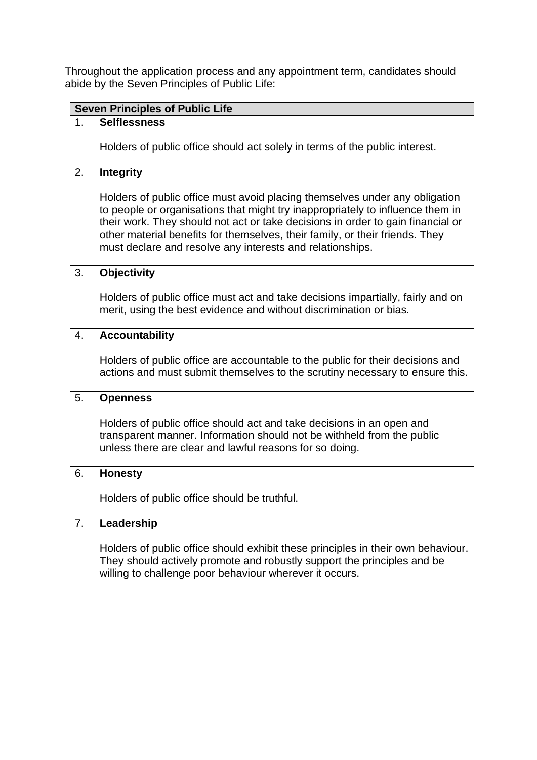Throughout the application process and any appointment term, candidates should abide by the Seven Principles of Public Life:

| Seven Principles of Public Life | |
|---|---|
| 1. | **Selflessness**<br><br>Holders of public office should act solely in terms of the public interest. |
| 2. | **Integrity**<br><br>Holders of public office must avoid placing themselves under any obligation to people or organisations that might try inappropriately to influence them in their work. They should not act or take decisions in order to gain financial or other material benefits for themselves, their family, or their friends. They must declare and resolve any interests and relationships. |
| 3. | **Objectivity**<br><br>Holders of public office must act and take decisions impartially, fairly and on merit, using the best evidence and without discrimination or bias. |
| 4. | **Accountability**<br><br>Holders of public office are accountable to the public for their decisions and actions and must submit themselves to the scrutiny necessary to ensure this. |
| 5. | **Openness**<br><br>Holders of public office should act and take decisions in an open and transparent manner. Information should not be withheld from the public unless there are clear and lawful reasons for so doing. |
| 6. | **Honesty**<br><br>Holders of public office should be truthful. |
| 7. | **Leadership**<br><br>Holders of public office should exhibit these principles in their own behaviour. They should actively promote and robustly support the principles and be willing to challenge poor behaviour wherever it occurs. |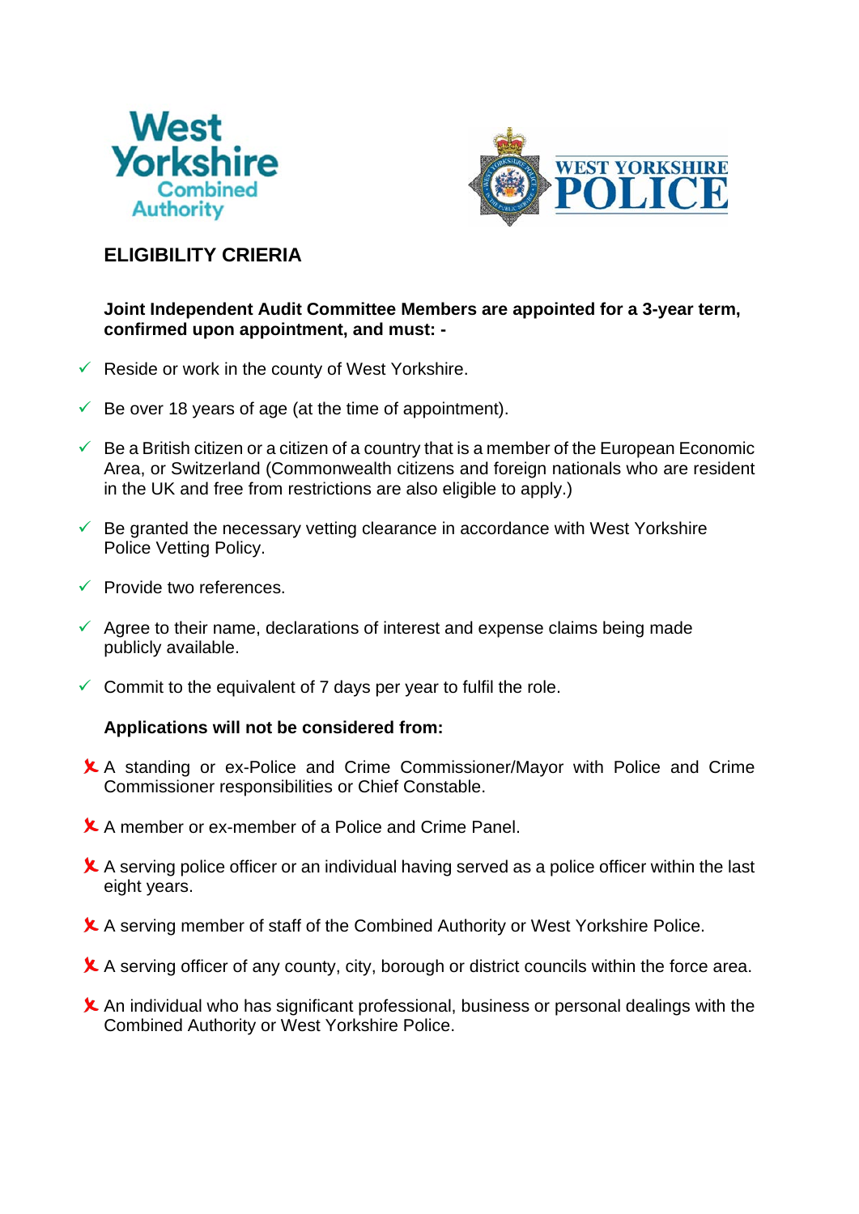## ELIGIBILITY CRIERIA

**Joint Independent Audit Committee Members are appointed for a 3-year term, confirmed upon appointment, and must: -**

- ✓ Reside or work in the county of West Yorkshire.
- ✓ Be over 18 years of age (at the time of appointment).
- ✓ Be a British citizen or a citizen of a country that is a member of the European Economic Area, or Switzerland (Commonwealth citizens and foreign nationals who are resident in the UK and free from restrictions are also eligible to apply.)
- ✓ Be granted the necessary vetting clearance in accordance with West Yorkshire Police Vetting Policy.
- ✓ Provide two references.
- ✓ Agree to their name, declarations of interest and expense claims being made publicly available.
- ✓ Commit to the equivalent of 7 days per year to fulfil the role.

**Applications will not be considered from:**

- ✗ A standing or ex-Police and Crime Commissioner/Mayor with Police and Crime Commissioner responsibilities or Chief Constable.
- ✗ A member or ex-member of a Police and Crime Panel.
- ✗ A serving police officer or an individual having served as a police officer within the last eight years.
- ✗ A serving member of staff of the Combined Authority or West Yorkshire Police.
- ✗ A serving officer of any county, city, borough or district councils within the force area.
- ✗ An individual who has significant professional, business or personal dealings with the Combined Authority or West Yorkshire Police.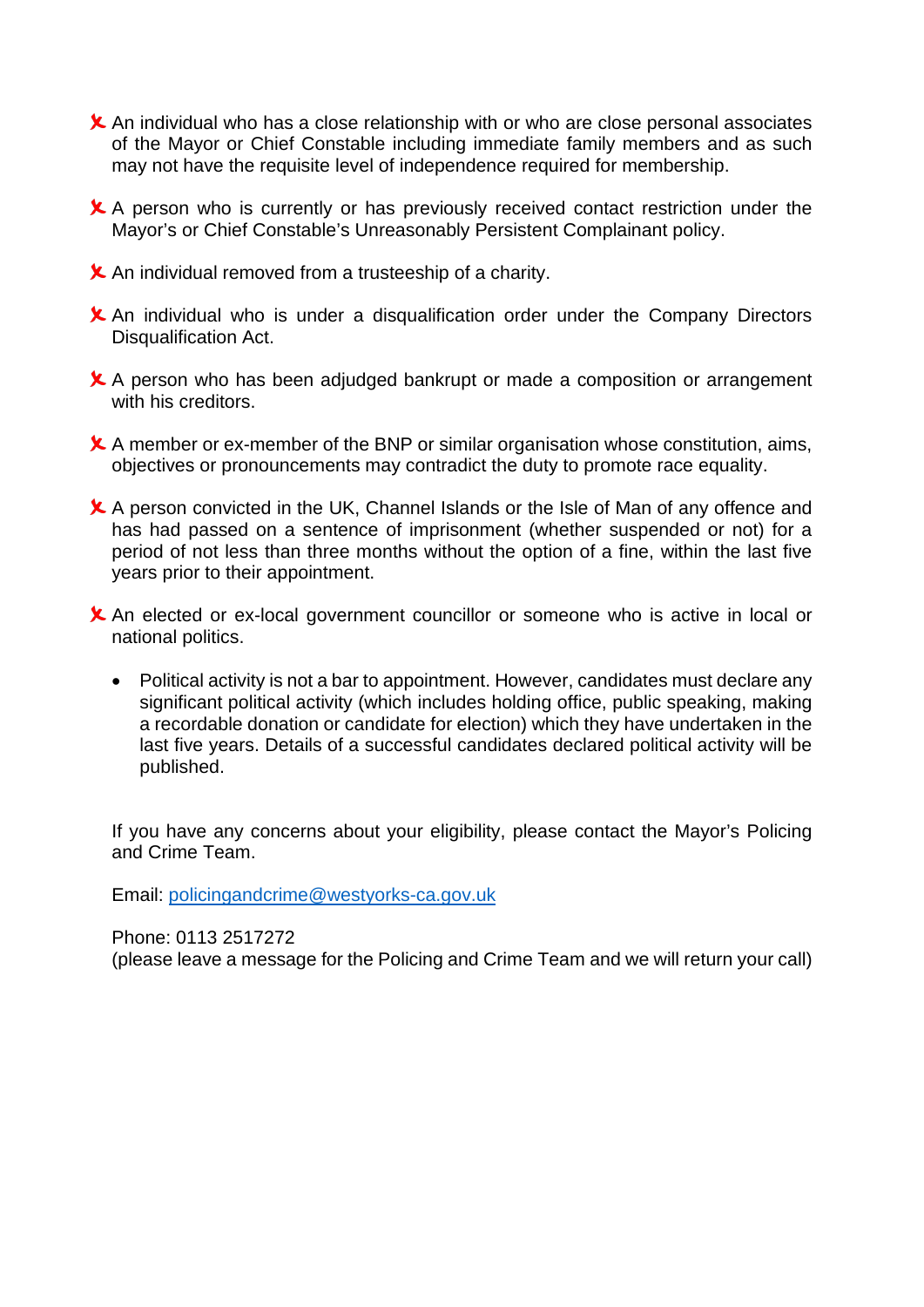- ✘ An individual who has a close relationship with or who are close personal associates of the Mayor or Chief Constable including immediate family members and as such may not have the requisite level of independence required for membership.
- ✘ A person who is currently or has previously received contact restriction under the Mayor's or Chief Constable's Unreasonably Persistent Complainant policy.
- ✘ An individual removed from a trusteeship of a charity.
- ✘ An individual who is under a disqualification order under the Company Directors Disqualification Act.
- ✘ A person who has been adjudged bankrupt or made a composition or arrangement with his creditors.
- ✘ A member or ex-member of the BNP or similar organisation whose constitution, aims, objectives or pronouncements may contradict the duty to promote race equality.
- ✘ A person convicted in the UK, Channel Islands or the Isle of Man of any offence and has had passed on a sentence of imprisonment (whether suspended or not) for a period of not less than three months without the option of a fine, within the last five years prior to their appointment.
- ✘ An elected or ex-local government councillor or someone who is active in local or national politics.
  - Political activity is not a bar to appointment. However, candidates must declare any significant political activity (which includes holding office, public speaking, making a recordable donation or candidate for election) which they have undertaken in the last five years. Details of a successful candidates declared political activity will be published.

If you have any concerns about your eligibility, please contact the Mayor's Policing and Crime Team.

Email: [policingandcrime@westyorks-ca.gov.uk](mailto:policingandcrime@westyorks-ca.gov.uk)

Phone: 0113 2517272
(please leave a message for the Policing and Crime Team and we will return your call)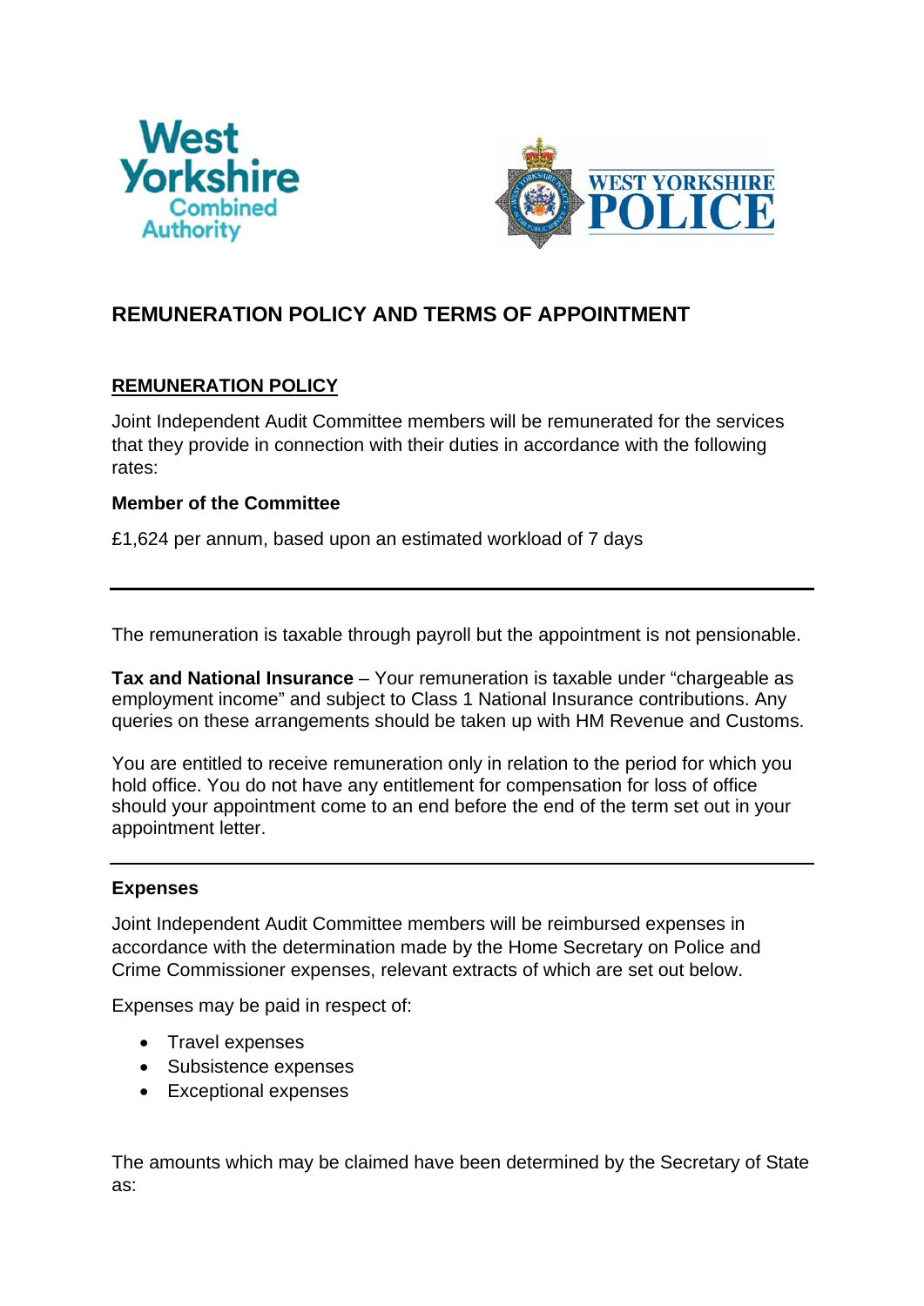# REMUNERATION POLICY AND TERMS OF APPOINTMENT

## REMUNERATION POLICY

Joint Independent Audit Committee members will be remunerated for the services that they provide in connection with their duties in accordance with the following rates:

**Member of the Committee**

£1,624 per annum, based upon an estimated workload of 7 days

---

The remuneration is taxable through payroll but the appointment is not pensionable.

**Tax and National Insurance** – Your remuneration is taxable under "chargeable as employment income" and subject to Class 1 National Insurance contributions. Any queries on these arrangements should be taken up with HM Revenue and Customs.

You are entitled to receive remuneration only in relation to the period for which you hold office. You do not have any entitlement for compensation for loss of office should your appointment come to an end before the end of the term set out in your appointment letter.

---

**Expenses**

Joint Independent Audit Committee members will be reimbursed expenses in accordance with the determination made by the Home Secretary on Police and Crime Commissioner expenses, relevant extracts of which are set out below.

Expenses may be paid in respect of:

- Travel expenses
- Subsistence expenses
- Exceptional expenses

The amounts which may be claimed have been determined by the Secretary of State as: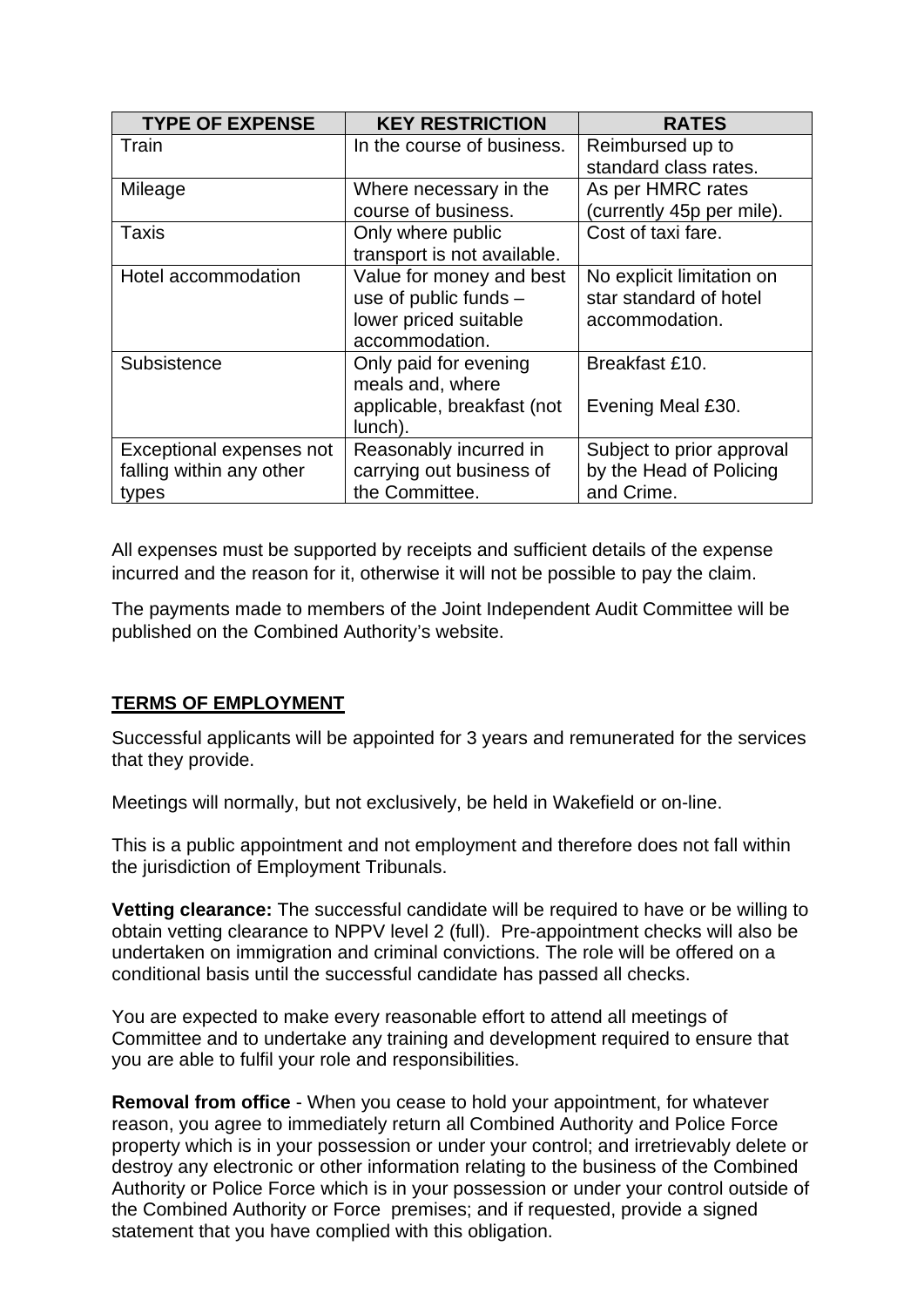| TYPE OF EXPENSE | KEY RESTRICTION | RATES |
| --- | --- | --- |
| Train | In the course of business. | Reimbursed up to standard class rates. |
| Mileage | Where necessary in the course of business. | As per HMRC rates (currently 45p per mile). |
| Taxis | Only where public transport is not available. | Cost of taxi fare. |
| Hotel accommodation | Value for money and best use of public funds – lower priced suitable accommodation. | No explicit limitation on star standard of hotel accommodation. |
| Subsistence | Only paid for evening meals and, where applicable, breakfast (not lunch). | Breakfast £10.<br><br>Evening Meal £30. |
| Exceptional expenses not falling within any other types | Reasonably incurred in carrying out business of the Committee. | Subject to prior approval by the Head of Policing and Crime. |

All expenses must be supported by receipts and sufficient details of the expense incurred and the reason for it, otherwise it will not be possible to pay the claim.

The payments made to members of the Joint Independent Audit Committee will be published on the Combined Authority's website.

## TERMS OF EMPLOYMENT

Successful applicants will be appointed for 3 years and remunerated for the services that they provide.

Meetings will normally, but not exclusively, be held in Wakefield or on-line.

This is a public appointment and not employment and therefore does not fall within the jurisdiction of Employment Tribunals.

**Vetting clearance:** The successful candidate will be required to have or be willing to obtain vetting clearance to NPPV level 2 (full). Pre-appointment checks will also be undertaken on immigration and criminal convictions. The role will be offered on a conditional basis until the successful candidate has passed all checks.

You are expected to make every reasonable effort to attend all meetings of Committee and to undertake any training and development required to ensure that you are able to fulfil your role and responsibilities.

**Removal from office** - When you cease to hold your appointment, for whatever reason, you agree to immediately return all Combined Authority and Police Force property which is in your possession or under your control; and irretrievably delete or destroy any electronic or other information relating to the business of the Combined Authority or Police Force which is in your possession or under your control outside of the Combined Authority or Force premises; and if requested, provide a signed statement that you have complied with this obligation.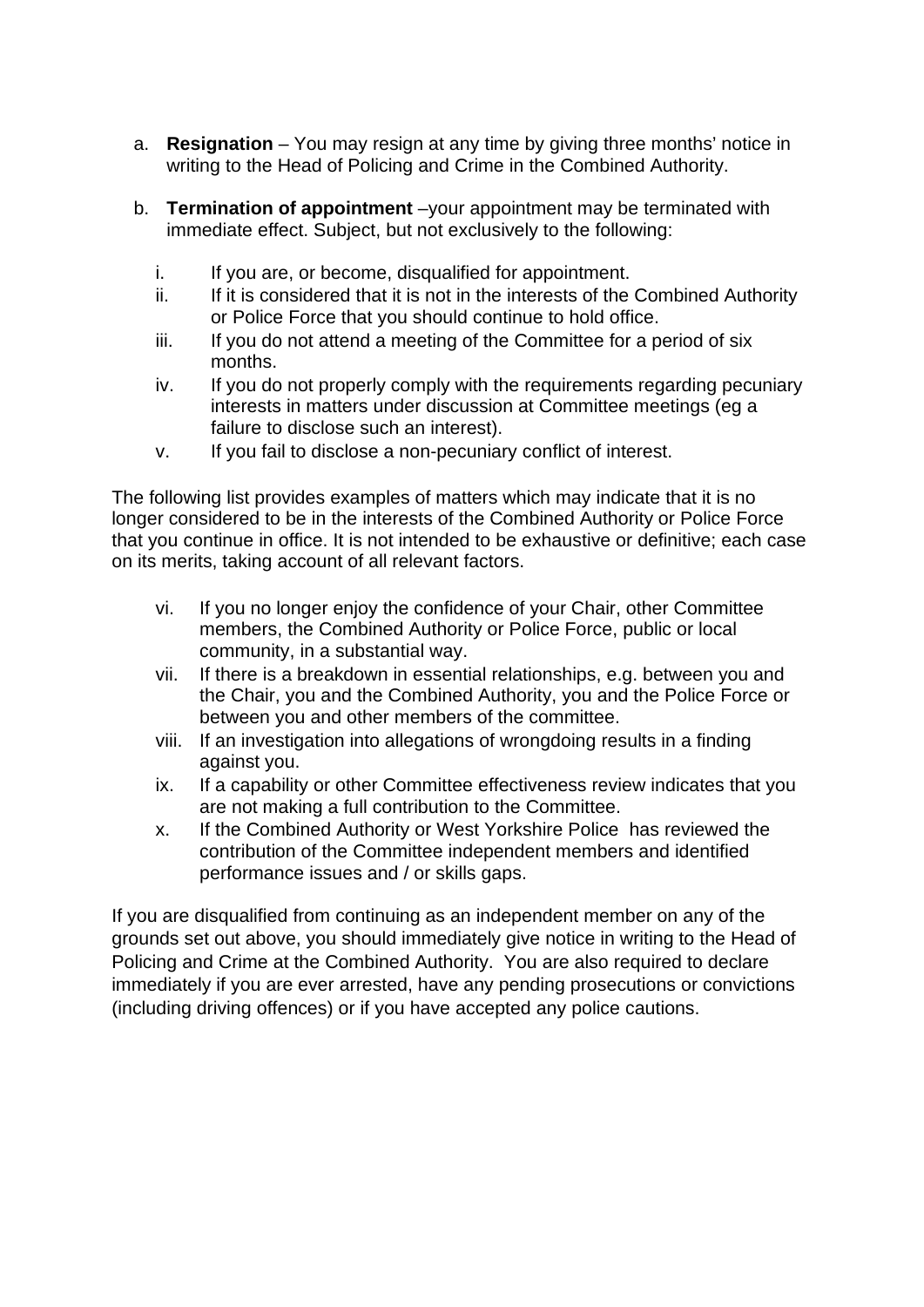a. **Resignation** – You may resign at any time by giving three months' notice in writing to the Head of Policing and Crime in the Combined Authority.

b. **Termination of appointment** –your appointment may be terminated with immediate effect. Subject, but not exclusively to the following:

   i. If you are, or become, disqualified for appointment.
   ii. If it is considered that it is not in the interests of the Combined Authority or Police Force that you should continue to hold office.
   iii. If you do not attend a meeting of the Committee for a period of six months.
   iv. If you do not properly comply with the requirements regarding pecuniary interests in matters under discussion at Committee meetings (eg a failure to disclose such an interest).
   v. If you fail to disclose a non-pecuniary conflict of interest.

The following list provides examples of matters which may indicate that it is no longer considered to be in the interests of the Combined Authority or Police Force that you continue in office. It is not intended to be exhaustive or definitive; each case on its merits, taking account of all relevant factors.

   vi. If you no longer enjoy the confidence of your Chair, other Committee members, the Combined Authority or Police Force, public or local community, in a substantial way.
   vii. If there is a breakdown in essential relationships, e.g. between you and the Chair, you and the Combined Authority, you and the Police Force or between you and other members of the committee.
   viii. If an investigation into allegations of wrongdoing results in a finding against you.
   ix. If a capability or other Committee effectiveness review indicates that you are not making a full contribution to the Committee.
   x. If the Combined Authority or West Yorkshire Police has reviewed the contribution of the Committee independent members and identified performance issues and / or skills gaps.

If you are disqualified from continuing as an independent member on any of the grounds set out above, you should immediately give notice in writing to the Head of Policing and Crime at the Combined Authority. You are also required to declare immediately if you are ever arrested, have any pending prosecutions or convictions (including driving offences) or if you have accepted any police cautions.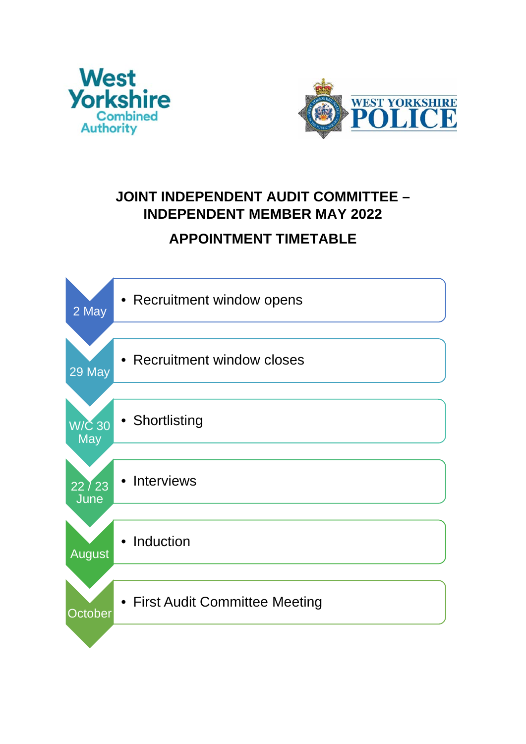West Yorkshire Combined Authority

WEST YORKSHIRE POLICE

# JOINT INDEPENDENT AUDIT COMMITTEE – INDEPENDENT MEMBER MAY 2022

## APPOINTMENT TIMETABLE

| | |
|---|---|
| 2 May | • Recruitment window opens |
| 29 May | • Recruitment window closes |
| W/C 30 May | • Shortlisting |
| 22 / 23 June | • Interviews |
| August | • Induction |
| October | • First Audit Committee Meeting |